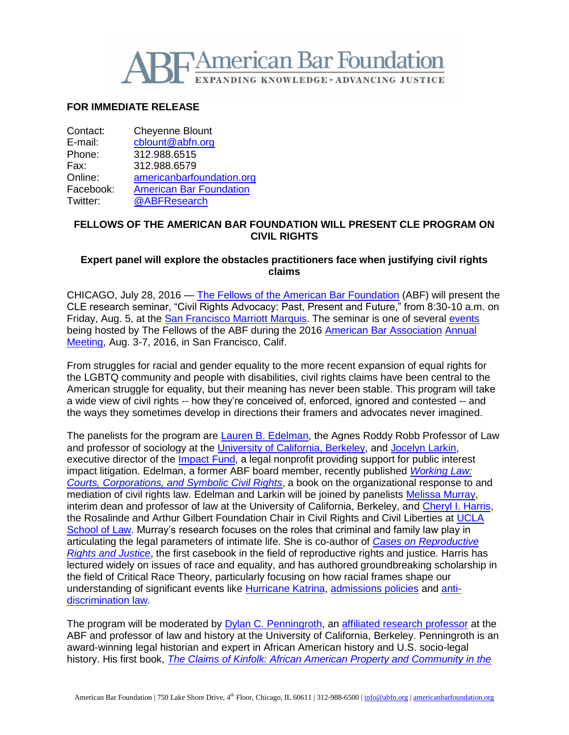# American Bar Foundation

EXPANDING KNOWLEDGE • ADVANCING JUSTICE

**FOR IMMEDIATE RELEASE**

Contact: Cheyenne Blount
E-mail: cblount@abfn.org
Phone: 312.988.6515
Fax: 312.988.6579
Online: americanbarfoundation.org
Facebook: American Bar Foundation
Twitter: @ABFResearch

## FELLOWS OF THE AMERICAN BAR FOUNDATION WILL PRESENT CLE PROGRAM ON CIVIL RIGHTS

### Expert panel will explore the obstacles practitioners face when justifying civil rights claims

CHICAGO, July 28, 2016 — The Fellows of the American Bar Foundation (ABF) will present the CLE research seminar, "Civil Rights Advocacy: Past, Present and Future," from 8:30-10 a.m. on Friday, Aug. 5, at the San Francisco Marriott Marquis. The seminar is one of several events being hosted by The Fellows of the ABF during the 2016 American Bar Association Annual Meeting, Aug. 3-7, 2016, in San Francisco, Calif.

From struggles for racial and gender equality to the more recent expansion of equal rights for the LGBTQ community and people with disabilities, civil rights claims have been central to the American struggle for equality, but their meaning has never been stable. This program will take a wide view of civil rights -- how they're conceived of, enforced, ignored and contested -- and the ways they sometimes develop in directions their framers and advocates never imagined.

The panelists for the program are Lauren B. Edelman, the Agnes Roddy Robb Professor of Law and professor of sociology at the University of California, Berkeley, and Jocelyn Larkin, executive director of the Impact Fund, a legal nonprofit providing support for public interest impact litigation. Edelman, a former ABF board member, recently published *Working Law: Courts, Corporations, and Symbolic Civil Rights*, a book on the organizational response to and mediation of civil rights law. Edelman and Larkin will be joined by panelists Melissa Murray, interim dean and professor of law at the University of California, Berkeley, and Cheryl I. Harris, the Rosalinde and Arthur Gilbert Foundation Chair in Civil Rights and Civil Liberties at UCLA School of Law. Murray's research focuses on the roles that criminal and family law play in articulating the legal parameters of intimate life. She is co-author of *Cases on Reproductive Rights and Justice*, the first casebook in the field of reproductive rights and justice. Harris has lectured widely on issues of race and equality, and has authored groundbreaking scholarship in the field of Critical Race Theory, particularly focusing on how racial frames shape our understanding of significant events like Hurricane Katrina, admissions policies and anti-discrimination law.

The program will be moderated by Dylan C. Penningroth, an affiliated research professor at the ABF and professor of law and history at the University of California, Berkeley. Penningroth is an award-winning legal historian and expert in African American history and U.S. socio-legal history. His first book, *The Claims of Kinfolk: African American Property and Community in the*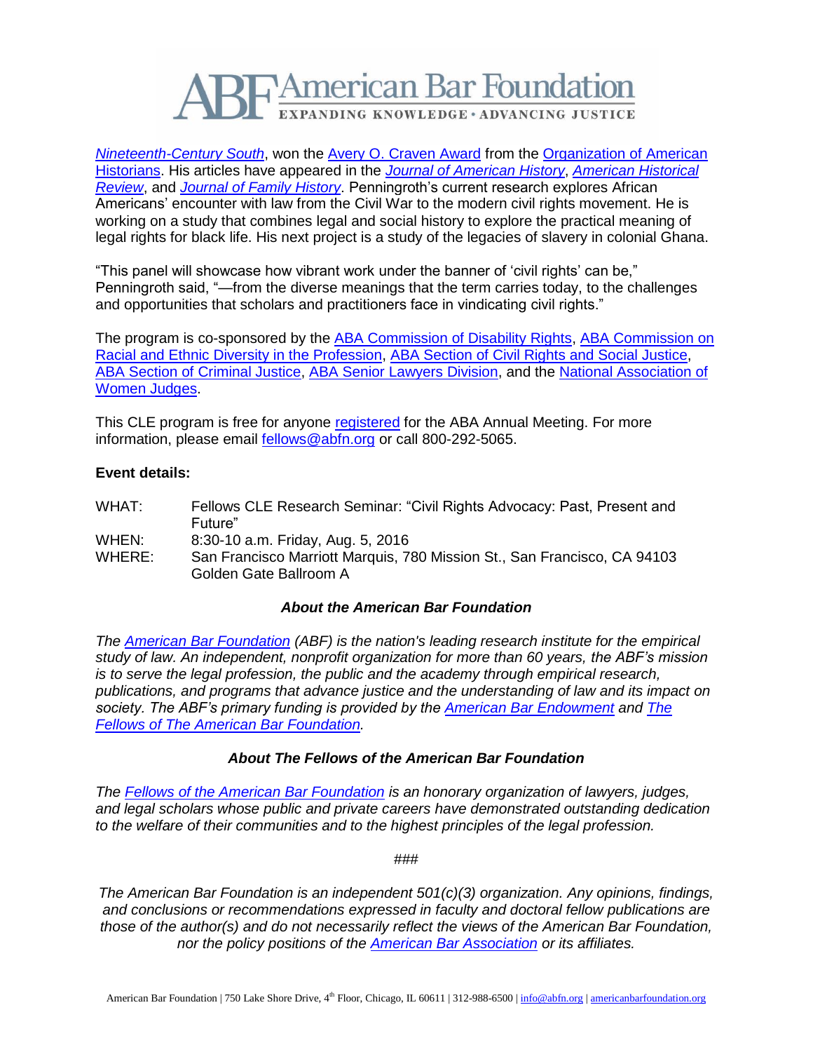*Nineteenth-Century South*, won the Avery O. Craven Award from the Organization of American Historians. His articles have appeared in the *Journal of American History*, *American Historical Review*, and *Journal of Family History*. Penningroth's current research explores African Americans' encounter with law from the Civil War to the modern civil rights movement. He is working on a study that combines legal and social history to explore the practical meaning of legal rights for black life. His next project is a study of the legacies of slavery in colonial Ghana.

"This panel will showcase how vibrant work under the banner of 'civil rights' can be," Penningroth said, "—from the diverse meanings that the term carries today, to the challenges and opportunities that scholars and practitioners face in vindicating civil rights."

The program is co-sponsored by the ABA Commission of Disability Rights, ABA Commission on Racial and Ethnic Diversity in the Profession, ABA Section of Civil Rights and Social Justice, ABA Section of Criminal Justice, ABA Senior Lawyers Division, and the National Association of Women Judges.

This CLE program is free for anyone registered for the ABA Annual Meeting. For more information, please email fellows@abfn.org or call 800-292-5065.

**Event details:**

WHAT: Fellows CLE Research Seminar: "Civil Rights Advocacy: Past, Present and Future"

WHEN: 8:30-10 a.m. Friday, Aug. 5, 2016

WHERE: San Francisco Marriott Marquis, 780 Mission St., San Francisco, CA 94103
Golden Gate Ballroom A

### *About the American Bar Foundation*

*The American Bar Foundation (ABF) is the nation's leading research institute for the empirical study of law. An independent, nonprofit organization for more than 60 years, the ABF's mission is to serve the legal profession, the public and the academy through empirical research, publications, and programs that advance justice and the understanding of law and its impact on society. The ABF's primary funding is provided by the American Bar Endowment and The Fellows of The American Bar Foundation.*

### *About The Fellows of the American Bar Foundation*

*The Fellows of the American Bar Foundation is an honorary organization of lawyers, judges, and legal scholars whose public and private careers have demonstrated outstanding dedication to the welfare of their communities and to the highest principles of the legal profession.*

###

*The American Bar Foundation is an independent 501(c)(3) organization. Any opinions, findings, and conclusions or recommendations expressed in faculty and doctoral fellow publications are those of the author(s) and do not necessarily reflect the views of the American Bar Foundation, nor the policy positions of the American Bar Association or its affiliates.*